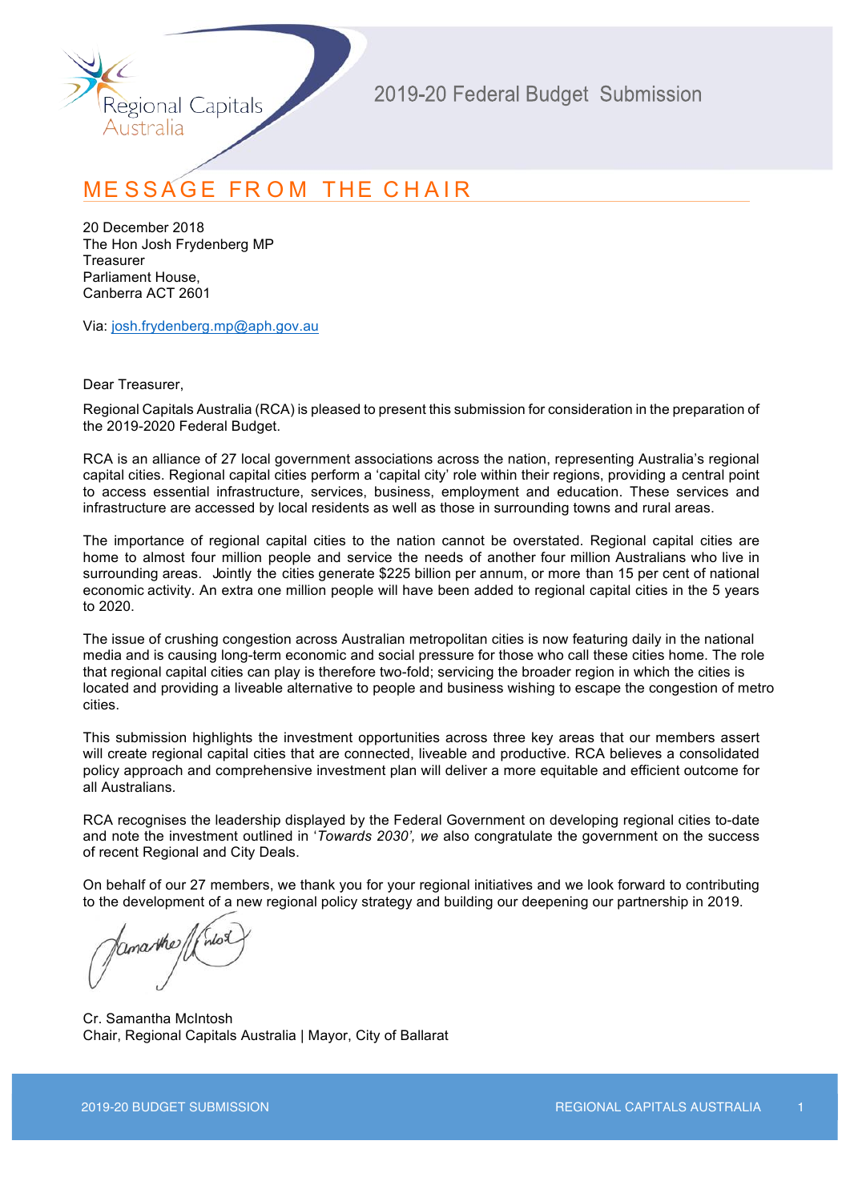Regional Capitals Australia

2019-20 Federal Budget Submission

# MESSAGE FROM THE CHAIR

20 December 2018
The Hon Josh Frydenberg MP
Treasurer
Parliament House,
Canberra ACT 2601

Via: josh.frydenberg.mp@aph.gov.au

Dear Treasurer,

Regional Capitals Australia (RCA) is pleased to present this submission for consideration in the preparation of the 2019-2020 Federal Budget.

RCA is an alliance of 27 local government associations across the nation, representing Australia's regional capital cities. Regional capital cities perform a 'capital city' role within their regions, providing a central point to access essential infrastructure, services, business, employment and education. These services and infrastructure are accessed by local residents as well as those in surrounding towns and rural areas.

The importance of regional capital cities to the nation cannot be overstated. Regional capital cities are home to almost four million people and service the needs of another four million Australians who live in surrounding areas. Jointly the cities generate $225 billion per annum, or more than 15 per cent of national economic activity. An extra one million people will have been added to regional capital cities in the 5 years to 2020.

The issue of crushing congestion across Australian metropolitan cities is now featuring daily in the national media and is causing long-term economic and social pressure for those who call these cities home. The role that regional capital cities can play is therefore two-fold; servicing the broader region in which the cities is located and providing a liveable alternative to people and business wishing to escape the congestion of metro cities.

This submission highlights the investment opportunities across three key areas that our members assert will create regional capital cities that are connected, liveable and productive. RCA believes a consolidated policy approach and comprehensive investment plan will deliver a more equitable and efficient outcome for all Australians.

RCA recognises the leadership displayed by the Federal Government on developing regional cities to-date and note the investment outlined in '*Towards 2030', we* also congratulate the government on the success of recent Regional and City Deals.

On behalf of our 27 members, we thank you for your regional initiatives and we look forward to contributing to the development of a new regional policy strategy and building our deepening our partnership in 2019.

Cr. Samantha McIntosh
Chair, Regional Capitals Australia | Mayor, City of Ballarat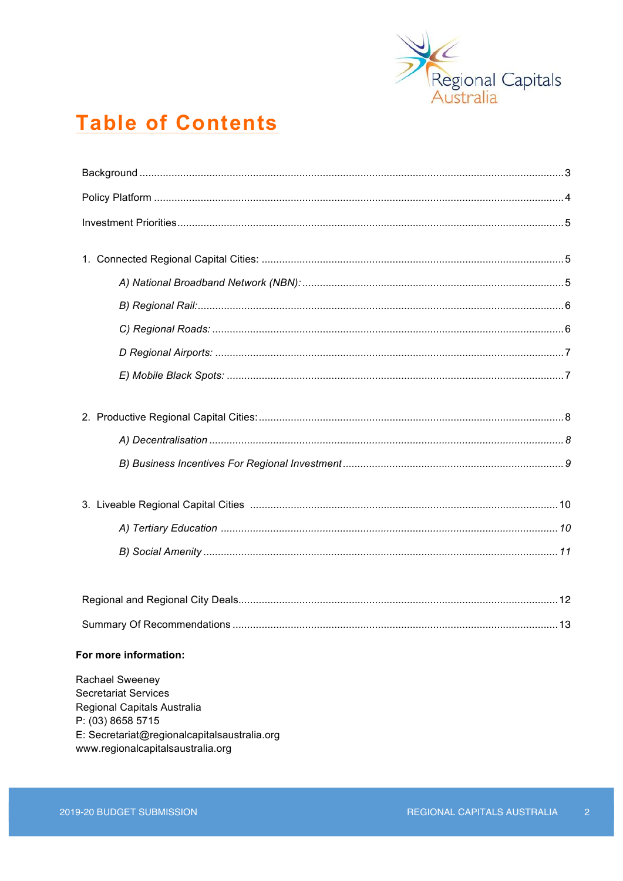# Table of Contents

Background ..... 3

Policy Platform ..... 4

Investment Priorities ..... 5

1. Connected Regional Capital Cities: ..... 5

   *A) National Broadband Network (NBN):* ..... 5

   *B) Regional Rail:* ..... 6

   *C) Regional Roads:* ..... 6

   *D Regional Airports:* ..... 7

   *E) Mobile Black Spots:* ..... 7

2. Productive Regional Capital Cities: ..... 8

   *A) Decentralisation* ..... *8*

   *B) Business Incentives For Regional Investment* ..... *9*

3. Liveable Regional Capital Cities ..... 10

   *A) Tertiary Education* ..... *10*

   *B) Social Amenity* ..... *11*

Regional and Regional City Deals ..... 12

Summary Of Recommendations ..... 13

**For more information:**

Rachael Sweeney
Secretariat Services
Regional Capitals Australia
P: (03) 8658 5715
E: Secretariat@regionalcapitalsaustralia.org
www.regionalcapitalsaustralia.org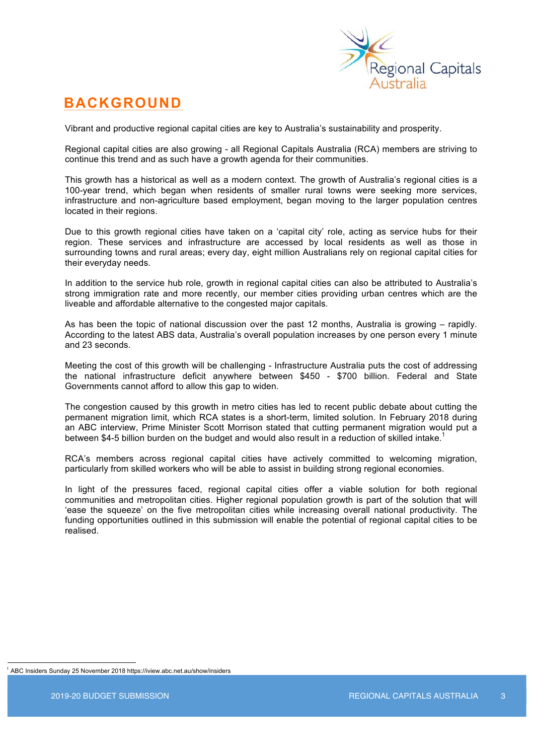# BACKGROUND

Vibrant and productive regional capital cities are key to Australia's sustainability and prosperity.

Regional capital cities are also growing - all Regional Capitals Australia (RCA) members are striving to continue this trend and as such have a growth agenda for their communities.

This growth has a historical as well as a modern context. The growth of Australia's regional cities is a 100-year trend, which began when residents of smaller rural towns were seeking more services, infrastructure and non-agriculture based employment, began moving to the larger population centres located in their regions.

Due to this growth regional cities have taken on a 'capital city' role, acting as service hubs for their region. These services and infrastructure are accessed by local residents as well as those in surrounding towns and rural areas; every day, eight million Australians rely on regional capital cities for their everyday needs.

In addition to the service hub role, growth in regional capital cities can also be attributed to Australia's strong immigration rate and more recently, our member cities providing urban centres which are the liveable and affordable alternative to the congested major capitals.

As has been the topic of national discussion over the past 12 months, Australia is growing – rapidly. According to the latest ABS data, Australia's overall population increases by one person every 1 minute and 23 seconds.

Meeting the cost of this growth will be challenging - Infrastructure Australia puts the cost of addressing the national infrastructure deficit anywhere between $450 - $700 billion. Federal and State Governments cannot afford to allow this gap to widen.

The congestion caused by this growth in metro cities has led to recent public debate about cutting the permanent migration limit, which RCA states is a short-term, limited solution. In February 2018 during an ABC interview, Prime Minister Scott Morrison stated that cutting permanent migration would put a between $4-5 billion burden on the budget and would also result in a reduction of skilled intake.[1]

RCA's members across regional capital cities have actively committed to welcoming migration, particularly from skilled workers who will be able to assist in building strong regional economies.

In light of the pressures faced, regional capital cities offer a viable solution for both regional communities and metropolitan cities. Higher regional population growth is part of the solution that will 'ease the squeeze' on the five metropolitan cities while increasing overall national productivity. The funding opportunities outlined in this submission will enable the potential of regional capital cities to be realised.

---

[1] ABC Insiders Sunday 25 November 2018 https://iview.abc.net.au/show/insiders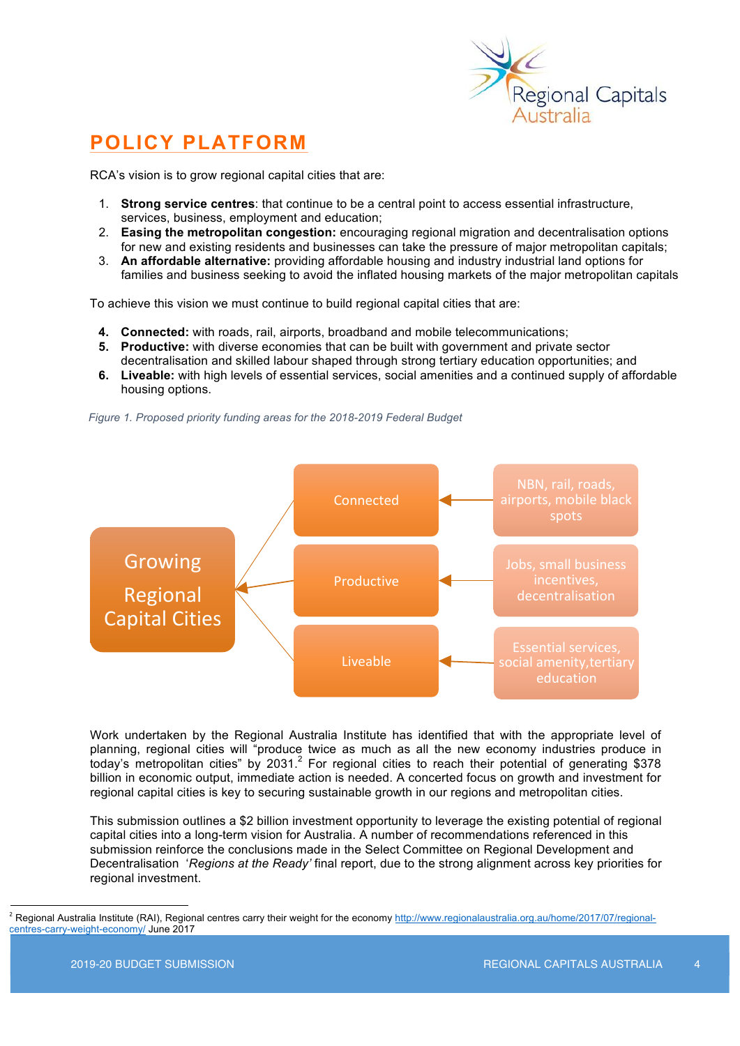# POLICY PLATFORM

RCA's vision is to grow regional capital cities that are:

1. **Strong service centres**: that continue to be a central point to access essential infrastructure, services, business, employment and education;
2. **Easing the metropolitan congestion:** encouraging regional migration and decentralisation options for new and existing residents and businesses can take the pressure of major metropolitan capitals;
3. **An affordable alternative:** providing affordable housing and industry industrial land options for families and business seeking to avoid the inflated housing markets of the major metropolitan capitals

To achieve this vision we must continue to build regional capital cities that are:

4. **Connected:** with roads, rail, airports, broadband and mobile telecommunications;
5. **Productive:** with diverse economies that can be built with government and private sector decentralisation and skilled labour shaped through strong tertiary education opportunities; and
6. **Liveable:** with high levels of essential services, social amenities and a continued supply of affordable housing options.

*Figure 1. Proposed priority funding areas for the 2018-2019 Federal Budget*

Growing Regional Capital Cities

- Connected ← NBN, rail, roads, airports, mobile black spots
- Productive ← Jobs, small business incentives, decentralisation
- Liveable ← Essential services, social amenity, tertiary education

Work undertaken by the Regional Australia Institute has identified that with the appropriate level of planning, regional cities will "produce twice as much as all the new economy industries produce in today's metropolitan cities" by 2031.[2] For regional cities to reach their potential of generating $378 billion in economic output, immediate action is needed. A concerted focus on growth and investment for regional capital cities is key to securing sustainable growth in our regions and metropolitan cities.

This submission outlines a $2 billion investment opportunity to leverage the existing potential of regional capital cities into a long-term vision for Australia. A number of recommendations referenced in this submission reinforce the conclusions made in the Select Committee on Regional Development and Decentralisation '*Regions at the Ready'* final report, due to the strong alignment across key priorities for regional investment.

[2] Regional Australia Institute (RAI), Regional centres carry their weight for the economy http://www.regionalaustralia.org.au/home/2017/07/regional-centres-carry-weight-economy/ June 2017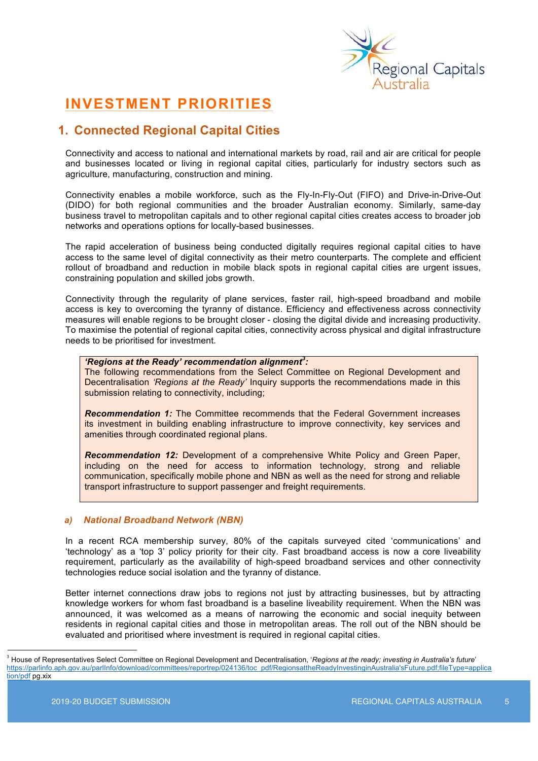# INVESTMENT PRIORITIES

## 1. Connected Regional Capital Cities

Connectivity and access to national and international markets by road, rail and air are critical for people and businesses located or living in regional capital cities, particularly for industry sectors such as agriculture, manufacturing, construction and mining.

Connectivity enables a mobile workforce, such as the Fly-In-Fly-Out (FIFO) and Drive-in-Drive-Out (DIDO) for both regional communities and the broader Australian economy. Similarly, same-day business travel to metropolitan capitals and to other regional capital cities creates access to broader job networks and operations options for locally-based businesses.

The rapid acceleration of business being conducted digitally requires regional capital cities to have access to the same level of digital connectivity as their metro counterparts. The complete and efficient rollout of broadband and reduction in mobile black spots in regional capital cities are urgent issues, constraining population and skilled jobs growth.

Connectivity through the regularity of plane services, faster rail, high-speed broadband and mobile access is key to overcoming the tyranny of distance. Efficiency and effectiveness across connectivity measures will enable regions to be brought closer - closing the digital divide and increasing productivity. To maximise the potential of regional capital cities, connectivity across physical and digital infrastructure needs to be prioritised for investment.

> ***'Regions at the Ready' recommendation alignment*[3]*:***
> The following recommendations from the Select Committee on Regional Development and Decentralisation *'Regions at the Ready'* Inquiry supports the recommendations made in this submission relating to connectivity, including;
>
> ***Recommendation 1:*** The Committee recommends that the Federal Government increases its investment in building enabling infrastructure to improve connectivity, key services and amenities through coordinated regional plans.
>
> ***Recommendation 12:*** Development of a comprehensive White Policy and Green Paper, including on the need for access to information technology, strong and reliable communication, specifically mobile phone and NBN as well as the need for strong and reliable transport infrastructure to support passenger and freight requirements.

### *a) National Broadband Network (NBN)*

In a recent RCA membership survey, 80% of the capitals surveyed cited 'communications' and 'technology' as a 'top 3' policy priority for their city. Fast broadband access is now a core liveability requirement, particularly as the availability of high-speed broadband services and other connectivity technologies reduce social isolation and the tyranny of distance.

Better internet connections draw jobs to regions not just by attracting businesses, but by attracting knowledge workers for whom fast broadband is a baseline liveability requirement. When the NBN was announced, it was welcomed as a means of narrowing the economic and social inequity between residents in regional capital cities and those in metropolitan areas. The roll out of the NBN should be evaluated and prioritised where investment is required in regional capital cities.

---

[3] House of Representatives Select Committee on Regional Development and Decentralisation, '*Regions at the ready; investing in Australia's future*' https://parlinfo.aph.gov.au/parlInfo/download/committees/reportrep/024136/toc_pdf/RegionsattheReadyInvestinginAustralia'sFuture.pdf;fileType=application/pdf pg.xix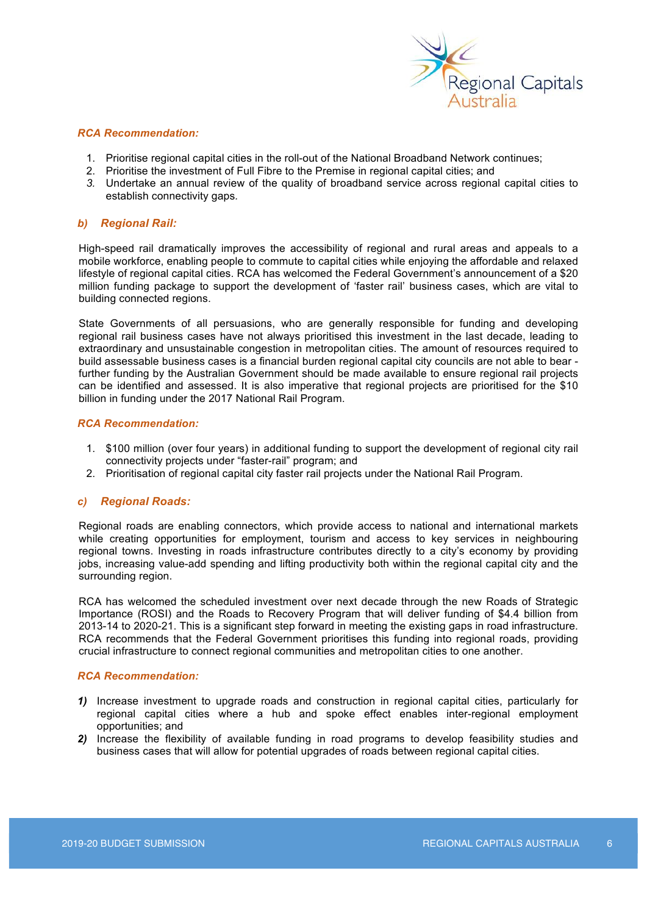***RCA Recommendation:***

1. Prioritise regional capital cities in the roll-out of the National Broadband Network continues;
2. Prioritise the investment of Full Fibre to the Premise in regional capital cities; and
3. Undertake an annual review of the quality of broadband service across regional capital cities to establish connectivity gaps.

### *b) Regional Rail:*

High-speed rail dramatically improves the accessibility of regional and rural areas and appeals to a mobile workforce, enabling people to commute to capital cities while enjoying the affordable and relaxed lifestyle of regional capital cities. RCA has welcomed the Federal Government's announcement of a $20 million funding package to support the development of 'faster rail' business cases, which are vital to building connected regions.

State Governments of all persuasions, who are generally responsible for funding and developing regional rail business cases have not always prioritised this investment in the last decade, leading to extraordinary and unsustainable congestion in metropolitan cities. The amount of resources required to build assessable business cases is a financial burden regional capital city councils are not able to bear - further funding by the Australian Government should be made available to ensure regional rail projects can be identified and assessed. It is also imperative that regional projects are prioritised for the $10 billion in funding under the 2017 National Rail Program.

***RCA Recommendation:***

1. $100 million (over four years) in additional funding to support the development of regional city rail connectivity projects under "faster-rail" program; and
2. Prioritisation of regional capital city faster rail projects under the National Rail Program.

### *c) Regional Roads:*

Regional roads are enabling connectors, which provide access to national and international markets while creating opportunities for employment, tourism and access to key services in neighbouring regional towns. Investing in roads infrastructure contributes directly to a city's economy by providing jobs, increasing value-add spending and lifting productivity both within the regional capital city and the surrounding region.

RCA has welcomed the scheduled investment over next decade through the new Roads of Strategic Importance (ROSI) and the Roads to Recovery Program that will deliver funding of $4.4 billion from 2013-14 to 2020-21. This is a significant step forward in meeting the existing gaps in road infrastructure. RCA recommends that the Federal Government prioritises this funding into regional roads, providing crucial infrastructure to connect regional communities and metropolitan cities to one another.

***RCA Recommendation:***

***1)*** Increase investment to upgrade roads and construction in regional capital cities, particularly for regional capital cities where a hub and spoke effect enables inter-regional employment opportunities; and

***2)*** Increase the flexibility of available funding in road programs to develop feasibility studies and business cases that will allow for potential upgrades of roads between regional capital cities.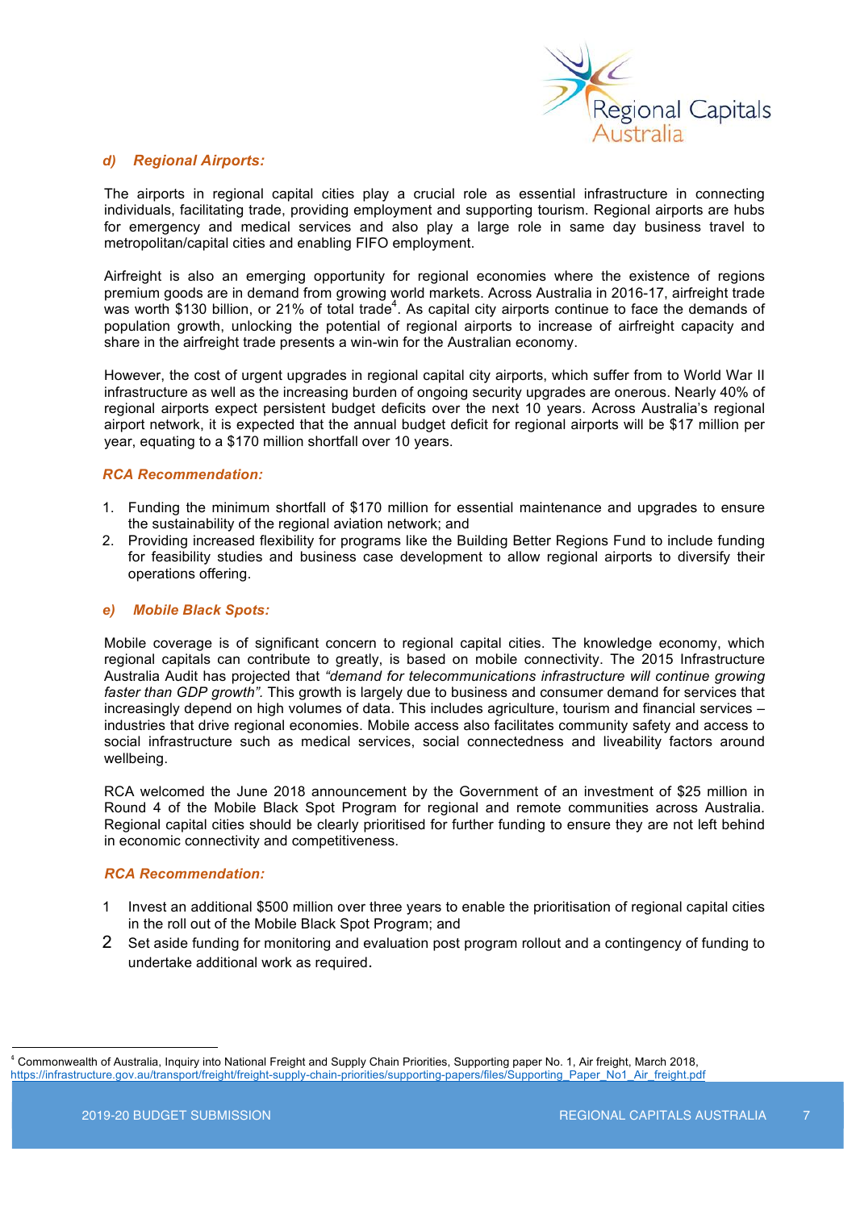### *d) Regional Airports:*

The airports in regional capital cities play a crucial role as essential infrastructure in connecting individuals, facilitating trade, providing employment and supporting tourism. Regional airports are hubs for emergency and medical services and also play a large role in same day business travel to metropolitan/capital cities and enabling FIFO employment.

Airfreight is also an emerging opportunity for regional economies where the existence of regions premium goods are in demand from growing world markets. Across Australia in 2016-17, airfreight trade was worth $130 billion, or 21% of total trade[4]. As capital city airports continue to face the demands of population growth, unlocking the potential of regional airports to increase of airfreight capacity and share in the airfreight trade presents a win-win for the Australian economy.

However, the cost of urgent upgrades in regional capital city airports, which suffer from to World War II infrastructure as well as the increasing burden of ongoing security upgrades are onerous. Nearly 40% of regional airports expect persistent budget deficits over the next 10 years. Across Australia's regional airport network, it is expected that the annual budget deficit for regional airports will be $17 million per year, equating to a $170 million shortfall over 10 years.

#### *RCA Recommendation:*

1. Funding the minimum shortfall of $170 million for essential maintenance and upgrades to ensure the sustainability of the regional aviation network; and
2. Providing increased flexibility for programs like the Building Better Regions Fund to include funding for feasibility studies and business case development to allow regional airports to diversify their operations offering.

### *e) Mobile Black Spots:*

Mobile coverage is of significant concern to regional capital cities. The knowledge economy, which regional capitals can contribute to greatly, is based on mobile connectivity. The 2015 Infrastructure Australia Audit has projected that *"demand for telecommunications infrastructure will continue growing faster than GDP growth".* This growth is largely due to business and consumer demand for services that increasingly depend on high volumes of data. This includes agriculture, tourism and financial services – industries that drive regional economies. Mobile access also facilitates community safety and access to social infrastructure such as medical services, social connectedness and liveability factors around wellbeing.

RCA welcomed the June 2018 announcement by the Government of an investment of $25 million in Round 4 of the Mobile Black Spot Program for regional and remote communities across Australia. Regional capital cities should be clearly prioritised for further funding to ensure they are not left behind in economic connectivity and competitiveness.

#### *RCA Recommendation:*

1. Invest an additional $500 million over three years to enable the prioritisation of regional capital cities in the roll out of the Mobile Black Spot Program; and
2. Set aside funding for monitoring and evaluation post program rollout and a contingency of funding to undertake additional work as required.

[4] Commonwealth of Australia, Inquiry into National Freight and Supply Chain Priorities, Supporting paper No. 1, Air freight, March 2018, https://infrastructure.gov.au/transport/freight/freight-supply-chain-priorities/supporting-papers/files/Supporting_Paper_No1_Air_freight.pdf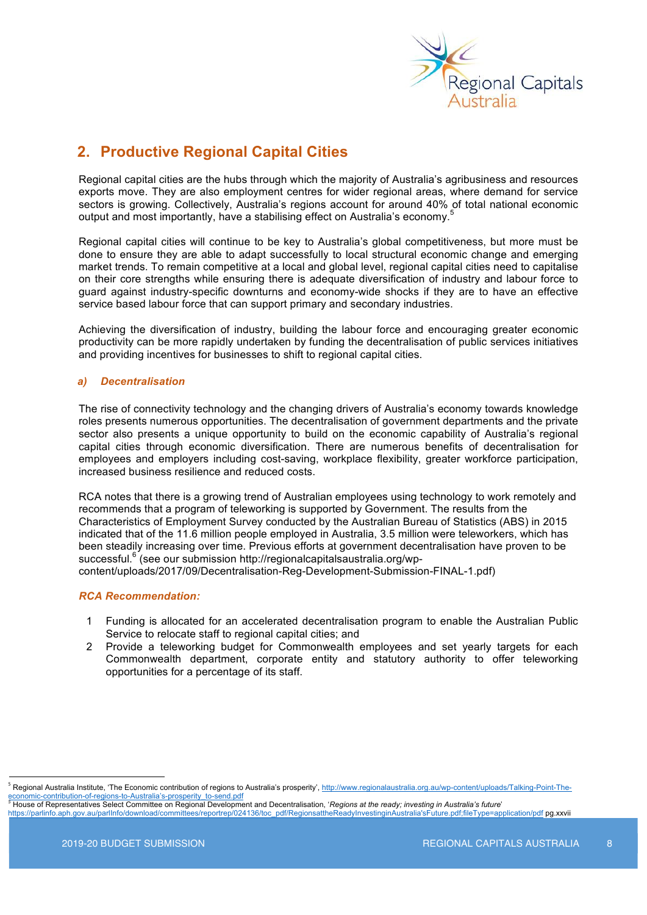## 2. Productive Regional Capital Cities

Regional capital cities are the hubs through which the majority of Australia's agribusiness and resources exports move. They are also employment centres for wider regional areas, where demand for service sectors is growing. Collectively, Australia's regions account for around 40% of total national economic output and most importantly, have a stabilising effect on Australia's economy.[5]

Regional capital cities will continue to be key to Australia's global competitiveness, but more must be done to ensure they are able to adapt successfully to local structural economic change and emerging market trends. To remain competitive at a local and global level, regional capital cities need to capitalise on their core strengths while ensuring there is adequate diversification of industry and labour force to guard against industry-specific downturns and economy-wide shocks if they are to have an effective service based labour force that can support primary and secondary industries.

Achieving the diversification of industry, building the labour force and encouraging greater economic productivity can be more rapidly undertaken by funding the decentralisation of public services initiatives and providing incentives for businesses to shift to regional capital cities.

### *a) Decentralisation*

The rise of connectivity technology and the changing drivers of Australia's economy towards knowledge roles presents numerous opportunities. The decentralisation of government departments and the private sector also presents a unique opportunity to build on the economic capability of Australia's regional capital cities through economic diversification. There are numerous benefits of decentralisation for employees and employers including cost-saving, workplace flexibility, greater workforce participation, increased business resilience and reduced costs.

RCA notes that there is a growing trend of Australian employees using technology to work remotely and recommends that a program of teleworking is supported by Government. The results from the Characteristics of Employment Survey conducted by the Australian Bureau of Statistics (ABS) in 2015 indicated that of the 11.6 million people employed in Australia, 3.5 million were teleworkers, which has been steadily increasing over time. Previous efforts at government decentralisation have proven to be successful.[6] (see our submission http://regionalcapitalsaustralia.org/wp-content/uploads/2017/09/Decentralisation-Reg-Development-Submission-FINAL-1.pdf)

***RCA Recommendation:***

1. Funding is allocated for an accelerated decentralisation program to enable the Australian Public Service to relocate staff to regional capital cities; and
2. Provide a teleworking budget for Commonwealth employees and set yearly targets for each Commonwealth department, corporate entity and statutory authority to offer teleworking opportunities for a percentage of its staff.

---

[5] Regional Australia Institute, 'The Economic contribution of regions to Australia's prosperity', http://www.regionalaustralia.org.au/wp-content/uploads/Talking-Point-The-economic-contribution-of-regions-to-Australia's-prosperity_to-send.pdf

[6] House of Representatives Select Committee on Regional Development and Decentralisation, '*Regions at the ready; investing in Australia's future*' https://parlinfo.aph.gov.au/parlInfo/download/committees/reportrep/024136/toc_pdf/RegionsattheReadyInvestinginAustralia'sFuture.pdf;fileType=application/pdf pg.xxvii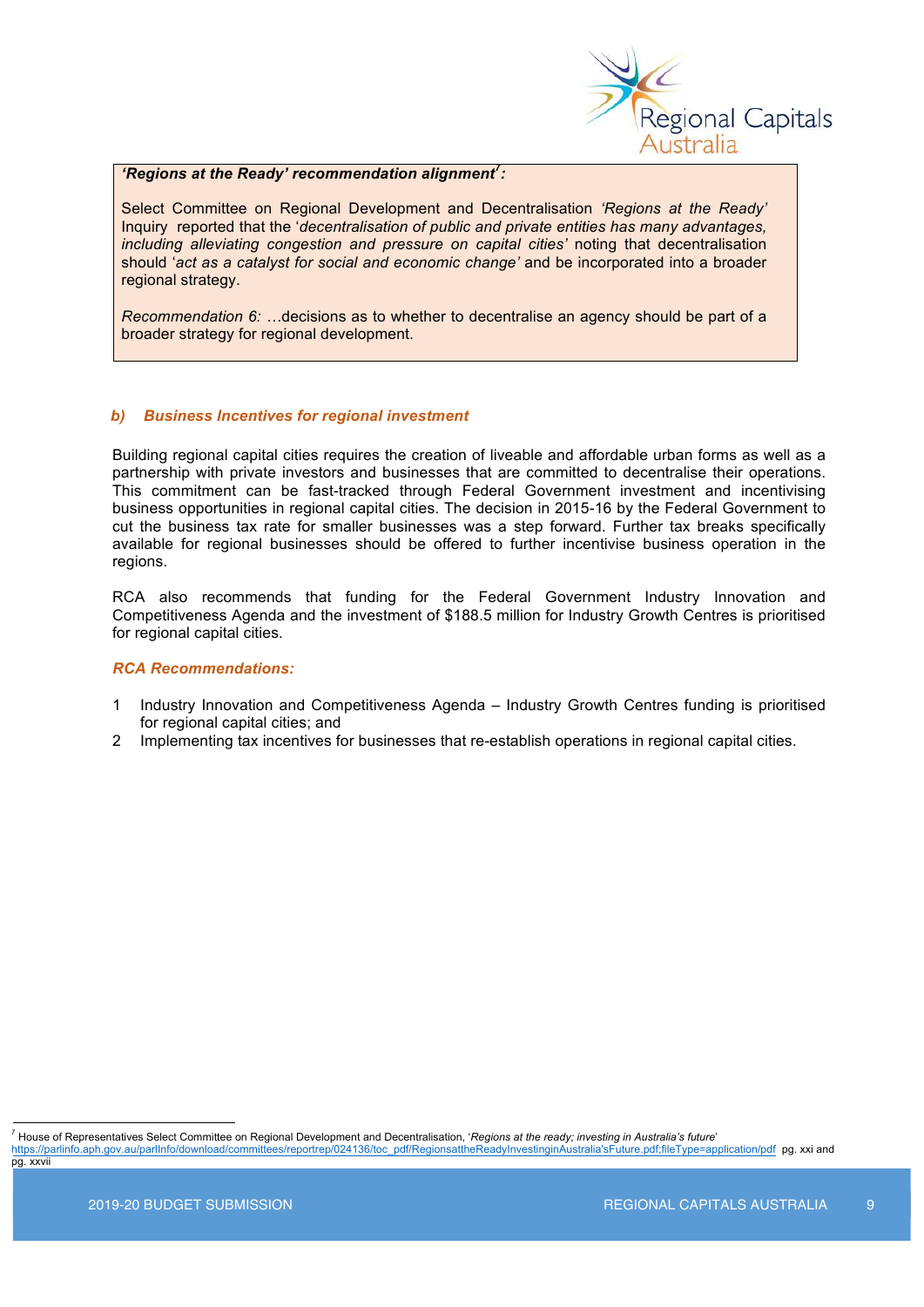**'Regions at the Ready' recommendation alignment[7]:**

Select Committee on Regional Development and Decentralisation *'Regions at the Ready'* Inquiry reported that the '*decentralisation of public and private entities has many advantages, including alleviating congestion and pressure on capital cities'* noting that decentralisation should '*act as a catalyst for social and economic change'* and be incorporated into a broader regional strategy.

*Recommendation 6:* …decisions as to whether to decentralise an agency should be part of a broader strategy for regional development.

### *b) Business Incentives for regional investment*

Building regional capital cities requires the creation of liveable and affordable urban forms as well as a partnership with private investors and businesses that are committed to decentralise their operations. This commitment can be fast-tracked through Federal Government investment and incentivising business opportunities in regional capital cities. The decision in 2015-16 by the Federal Government to cut the business tax rate for smaller businesses was a step forward. Further tax breaks specifically available for regional businesses should be offered to further incentivise business operation in the regions.

RCA also recommends that funding for the Federal Government Industry Innovation and Competitiveness Agenda and the investment of $188.5 million for Industry Growth Centres is prioritised for regional capital cities.

***RCA Recommendations:***

1. Industry Innovation and Competitiveness Agenda – Industry Growth Centres funding is prioritised for regional capital cities; and
2. Implementing tax incentives for businesses that re-establish operations in regional capital cities.

---

[7] House of Representatives Select Committee on Regional Development and Decentralisation, '*Regions at the ready; investing in Australia's future*' https://parlinfo.aph.gov.au/parlInfo/download/committees/reportrep/024136/toc_pdf/RegionsattheReadyInvestinginAustralia'sFuture.pdf;fileType=application/pdf pg. xxi and pg. xxvii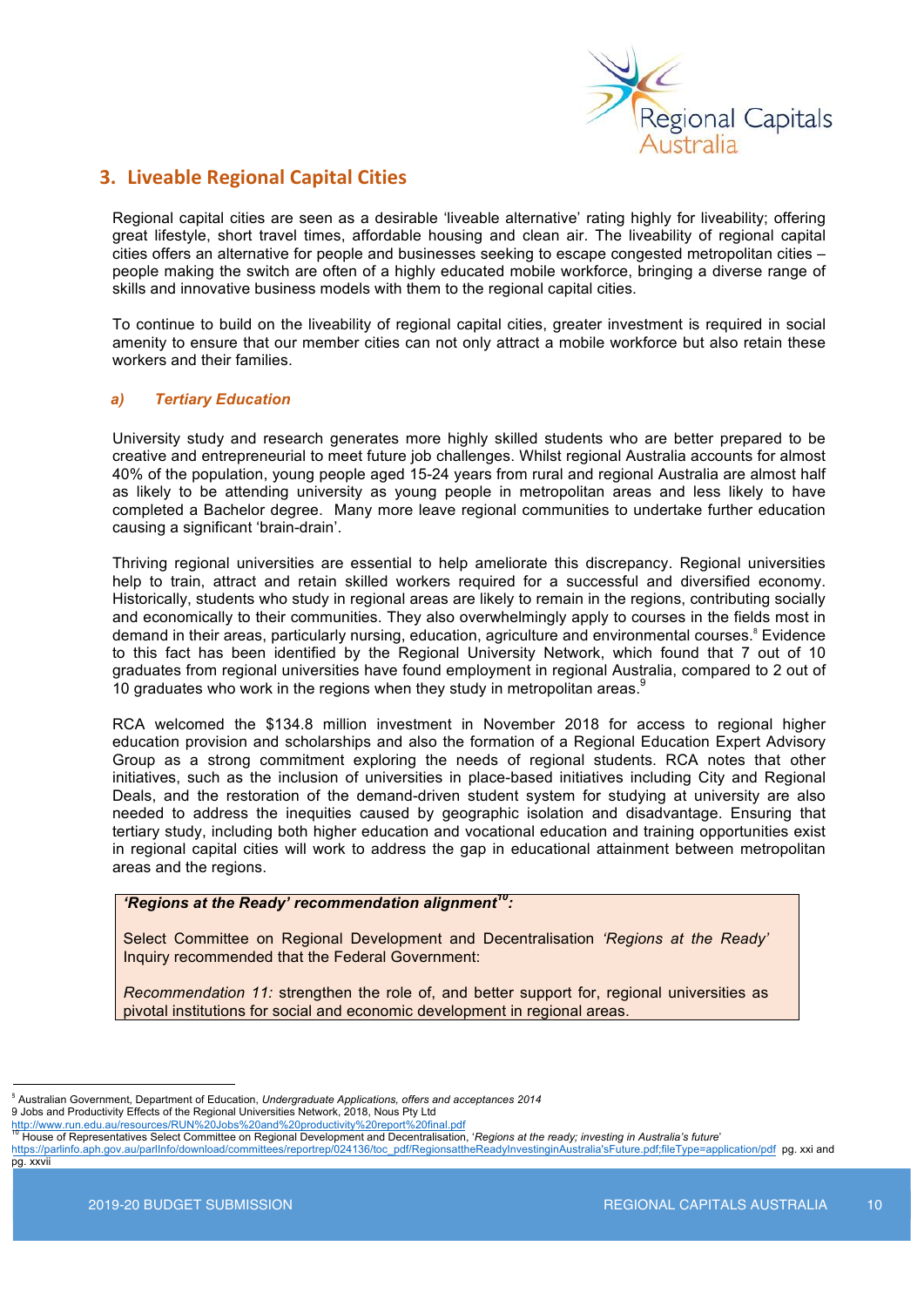## 3. Liveable Regional Capital Cities

Regional capital cities are seen as a desirable 'liveable alternative' rating highly for liveability; offering great lifestyle, short travel times, affordable housing and clean air. The liveability of regional capital cities offers an alternative for people and businesses seeking to escape congested metropolitan cities – people making the switch are often of a highly educated mobile workforce, bringing a diverse range of skills and innovative business models with them to the regional capital cities.

To continue to build on the liveability of regional capital cities, greater investment is required in social amenity to ensure that our member cities can not only attract a mobile workforce but also retain these workers and their families.

### *a) Tertiary Education*

University study and research generates more highly skilled students who are better prepared to be creative and entrepreneurial to meet future job challenges. Whilst regional Australia accounts for almost 40% of the population, young people aged 15-24 years from rural and regional Australia are almost half as likely to be attending university as young people in metropolitan areas and less likely to have completed a Bachelor degree. Many more leave regional communities to undertake further education causing a significant 'brain-drain'.

Thriving regional universities are essential to help ameliorate this discrepancy. Regional universities help to train, attract and retain skilled workers required for a successful and diversified economy. Historically, students who study in regional areas are likely to remain in the regions, contributing socially and economically to their communities. They also overwhelmingly apply to courses in the fields most in demand in their areas, particularly nursing, education, agriculture and environmental courses.[8] Evidence to this fact has been identified by the Regional University Network, which found that 7 out of 10 graduates from regional universities have found employment in regional Australia, compared to 2 out of 10 graduates who work in the regions when they study in metropolitan areas.[9]

RCA welcomed the $134.8 million investment in November 2018 for access to regional higher education provision and scholarships and also the formation of a Regional Education Expert Advisory Group as a strong commitment exploring the needs of regional students. RCA notes that other initiatives, such as the inclusion of universities in place-based initiatives including City and Regional Deals, and the restoration of the demand-driven student system for studying at university are also needed to address the inequities caused by geographic isolation and disadvantage. Ensuring that tertiary study, including both higher education and vocational education and training opportunities exist in regional capital cities will work to address the gap in educational attainment between metropolitan areas and the regions.

> ***'Regions at the Ready' recommendation alignment[10]:***
>
> Select Committee on Regional Development and Decentralisation *'Regions at the Ready'* Inquiry recommended that the Federal Government:
>
> *Recommendation 11:* strengthen the role of, and better support for, regional universities as pivotal institutions for social and economic development in regional areas.

---

[8] Australian Government, Department of Education, *Undergraduate Applications, offers and acceptances 2014*

[9] Jobs and Productivity Effects of the Regional Universities Network, 2018, Nous Pty Ltd http://www.run.edu.au/resources/RUN%20Jobs%20and%20productivity%20report%20final.pdf

[10] House of Representatives Select Committee on Regional Development and Decentralisation, '*Regions at the ready; investing in Australia's future*' https://parlinfo.aph.gov.au/parlInfo/download/committees/reportrep/024136/toc_pdf/RegionsattheReadyInvestinginAustralia'sFuture.pdf;fileType=application/pdf pg. xxi and pg. xxvii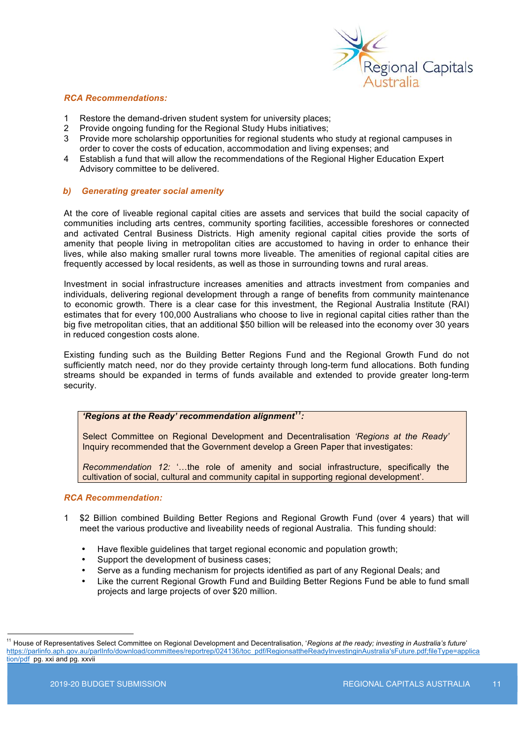*RCA Recommendations:*

1. Restore the demand-driven student system for university places;
2. Provide ongoing funding for the Regional Study Hubs initiatives;
3. Provide more scholarship opportunities for regional students who study at regional campuses in order to cover the costs of education, accommodation and living expenses; and
4. Establish a fund that will allow the recommendations of the Regional Higher Education Expert Advisory committee to be delivered.

### *b) Generating greater social amenity*

At the core of liveable regional capital cities are assets and services that build the social capacity of communities including arts centres, community sporting facilities, accessible foreshores or connected and activated Central Business Districts. High amenity regional capital cities provide the sorts of amenity that people living in metropolitan cities are accustomed to having in order to enhance their lives, while also making smaller rural towns more liveable. The amenities of regional capital cities are frequently accessed by local residents, as well as those in surrounding towns and rural areas.

Investment in social infrastructure increases amenities and attracts investment from companies and individuals, delivering regional development through a range of benefits from community maintenance to economic growth. There is a clear case for this investment, the Regional Australia Institute (RAI) estimates that for every 100,000 Australians who choose to live in regional capital cities rather than the big five metropolitan cities, that an additional $50 billion will be released into the economy over 30 years in reduced congestion costs alone.

Existing funding such as the Building Better Regions Fund and the Regional Growth Fund do not sufficiently match need, nor do they provide certainty through long-term fund allocations. Both funding streams should be expanded in terms of funds available and extended to provide greater long-term security.

> ***'Regions at the Ready' recommendation alignment[11]:***
>
> Select Committee on Regional Development and Decentralisation *'Regions at the Ready'* Inquiry recommended that the Government develop a Green Paper that investigates:
>
> *Recommendation 12:* '…the role of amenity and social infrastructure, specifically the cultivation of social, cultural and community capital in supporting regional development'.

*RCA Recommendation:*

1. $2 Billion combined Building Better Regions and Regional Growth Fund (over 4 years) that will meet the various productive and liveability needs of regional Australia. This funding should:
   - Have flexible guidelines that target regional economic and population growth;
   - Support the development of business cases;
   - Serve as a funding mechanism for projects identified as part of any Regional Deals; and
   - Like the current Regional Growth Fund and Building Better Regions Fund be able to fund small projects and large projects of over $20 million.

---

[11] House of Representatives Select Committee on Regional Development and Decentralisation, '*Regions at the ready; investing in Australia's future*' https://parlinfo.aph.gov.au/parlInfo/download/committees/reportrep/024136/toc_pdf/RegionsattheReadyInvestinginAustralia'sFuture.pdf;fileType=application/pdf pg. xxi and pg. xxvii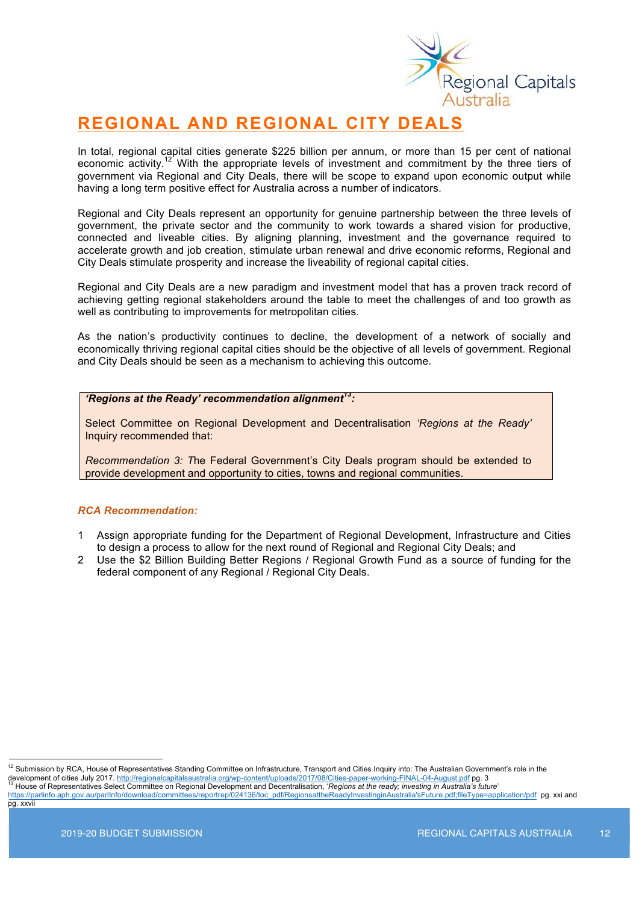# REGIONAL AND REGIONAL CITY DEALS

In total, regional capital cities generate $225 billion per annum, or more than 15 per cent of national economic activity.[12] With the appropriate levels of investment and commitment by the three tiers of government via Regional and City Deals, there will be scope to expand upon economic output while having a long term positive effect for Australia across a number of indicators.

Regional and City Deals represent an opportunity for genuine partnership between the three levels of government, the private sector and the community to work towards a shared vision for productive, connected and liveable cities. By aligning planning, investment and the governance required to accelerate growth and job creation, stimulate urban renewal and drive economic reforms, Regional and City Deals stimulate prosperity and increase the liveability of regional capital cities.

Regional and City Deals are a new paradigm and investment model that has a proven track record of achieving getting regional stakeholders around the table to meet the challenges of and too growth as well as contributing to improvements for metropolitan cities.

As the nation's productivity continues to decline, the development of a network of socially and economically thriving regional capital cities should be the objective of all levels of government. Regional and City Deals should be seen as a mechanism to achieving this outcome.

> ***'Regions at the Ready' recommendation alignment[13]:***
>
> Select Committee on Regional Development and Decentralisation *'Regions at the Ready'* Inquiry recommended that:
>
> *Recommendation 3: T*he Federal Government's City Deals program should be extended to provide development and opportunity to cities, towns and regional communities.

***RCA Recommendation:***

1. Assign appropriate funding for the Department of Regional Development, Infrastructure and Cities to design a process to allow for the next round of Regional and Regional City Deals; and
2. Use the $2 Billion Building Better Regions / Regional Growth Fund as a source of funding for the federal component of any Regional / Regional City Deals.

---

[12] Submission by RCA, House of Representatives Standing Committee on Infrastructure, Transport and Cities Inquiry into: The Australian Government's role in the development of cities July 2017. http://regionalcapitalsaustralia.org/wp-content/uploads/2017/08/Cities-paper-working-FINAL-04-August.pdf pg. 3

[13] House of Representatives Select Committee on Regional Development and Decentralisation, '*Regions at the ready; investing in Australia's future*' https://parlinfo.aph.gov.au/parlInfo/download/committees/reportrep/024136/toc_pdf/RegionsattheReadyInvestinginAustralia'sFuture.pdf;fileType=application/pdf pg. xxi and pg. xxvii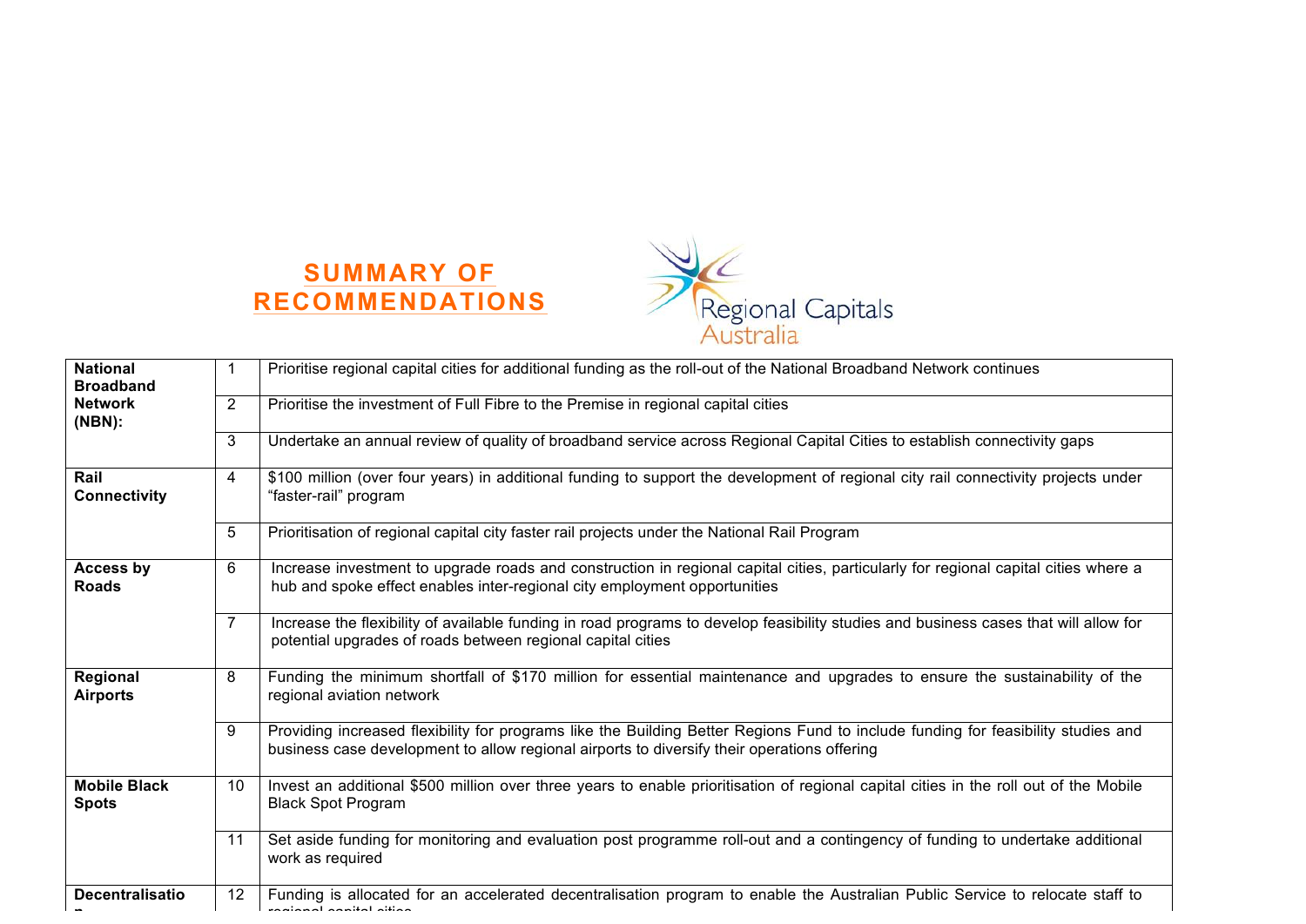# SUMMARY OF RECOMMENDATIONS

Regional Capitals Australia

| | | |
|---|---|---|
| **National Broadband Network (NBN):** | 1 | Prioritise regional capital cities for additional funding as the roll-out of the National Broadband Network continues |
| | 2 | Prioritise the investment of Full Fibre to the Premise in regional capital cities |
| | 3 | Undertake an annual review of quality of broadband service across Regional Capital Cities to establish connectivity gaps |
| **Rail Connectivity** | 4 | $100 million (over four years) in additional funding to support the development of regional city rail connectivity projects under "faster-rail" program |
| | 5 | Prioritisation of regional capital city faster rail projects under the National Rail Program |
| **Access by Roads** | 6 | Increase investment to upgrade roads and construction in regional capital cities, particularly for regional capital cities where a hub and spoke effect enables inter-regional city employment opportunities |
| | 7 | Increase the flexibility of available funding in road programs to develop feasibility studies and business cases that will allow for potential upgrades of roads between regional capital cities |
| **Regional Airports** | 8 | Funding the minimum shortfall of $170 million for essential maintenance and upgrades to ensure the sustainability of the regional aviation network |
| | 9 | Providing increased flexibility for programs like the Building Better Regions Fund to include funding for feasibility studies and business case development to allow regional airports to diversify their operations offering |
| **Mobile Black Spots** | 10 | Invest an additional $500 million over three years to enable prioritisation of regional capital cities in the roll out of the Mobile Black Spot Program |
| | 11 | Set aside funding for monitoring and evaluation post programme roll-out and a contingency of funding to undertake additional work as required |
| **Decentralisation** | 12 | Funding is allocated for an accelerated decentralisation program to enable the Australian Public Service to relocate staff to regional capital cities |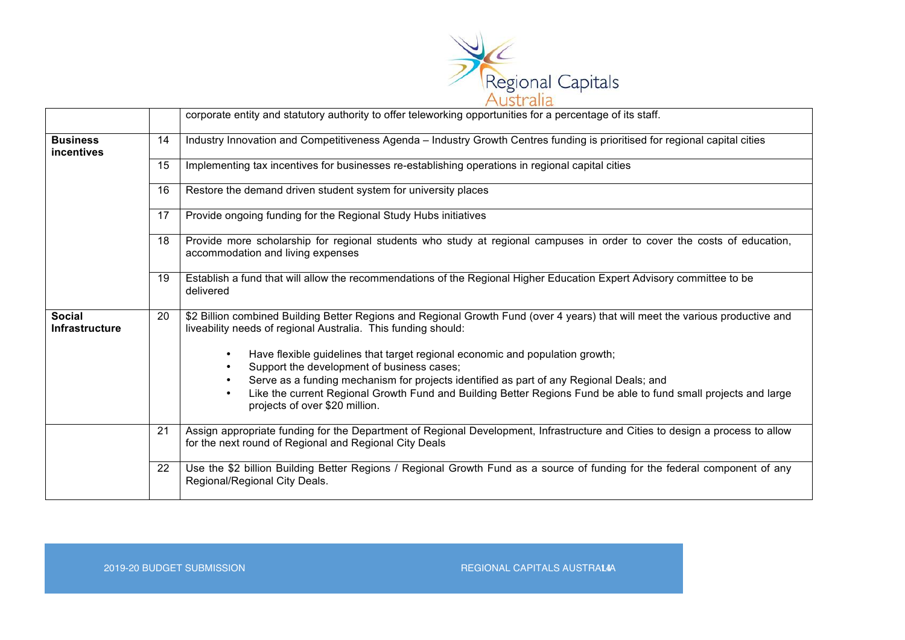| | | |
|---|---|---|
| | | corporate entity and statutory authority to offer teleworking opportunities for a percentage of its staff. |
| **Business incentives** | 14 | Industry Innovation and Competitiveness Agenda – Industry Growth Centres funding is prioritised for regional capital cities |
| | 15 | Implementing tax incentives for businesses re-establishing operations in regional capital cities |
| | 16 | Restore the demand driven student system for university places |
| | 17 | Provide ongoing funding for the Regional Study Hubs initiatives |
| | 18 | Provide more scholarship for regional students who study at regional campuses in order to cover the costs of education, accommodation and living expenses |
| | 19 | Establish a fund that will allow the recommendations of the Regional Higher Education Expert Advisory committee to be delivered |
| **Social Infrastructure** | 20 | $2 Billion combined Building Better Regions and Regional Growth Fund (over 4 years) that will meet the various productive and liveability needs of regional Australia. This funding should:<br>• Have flexible guidelines that target regional economic and population growth;<br>• Support the development of business cases;<br>• Serve as a funding mechanism for projects identified as part of any Regional Deals; and<br>• Like the current Regional Growth Fund and Building Better Regions Fund be able to fund small projects and large projects of over $20 million. |
| | 21 | Assign appropriate funding for the Department of Regional Development, Infrastructure and Cities to design a process to allow for the next round of Regional and Regional City Deals |
| | 22 | Use the $2 billion Building Better Regions / Regional Growth Fund as a source of funding for the federal component of any Regional/Regional City Deals. |